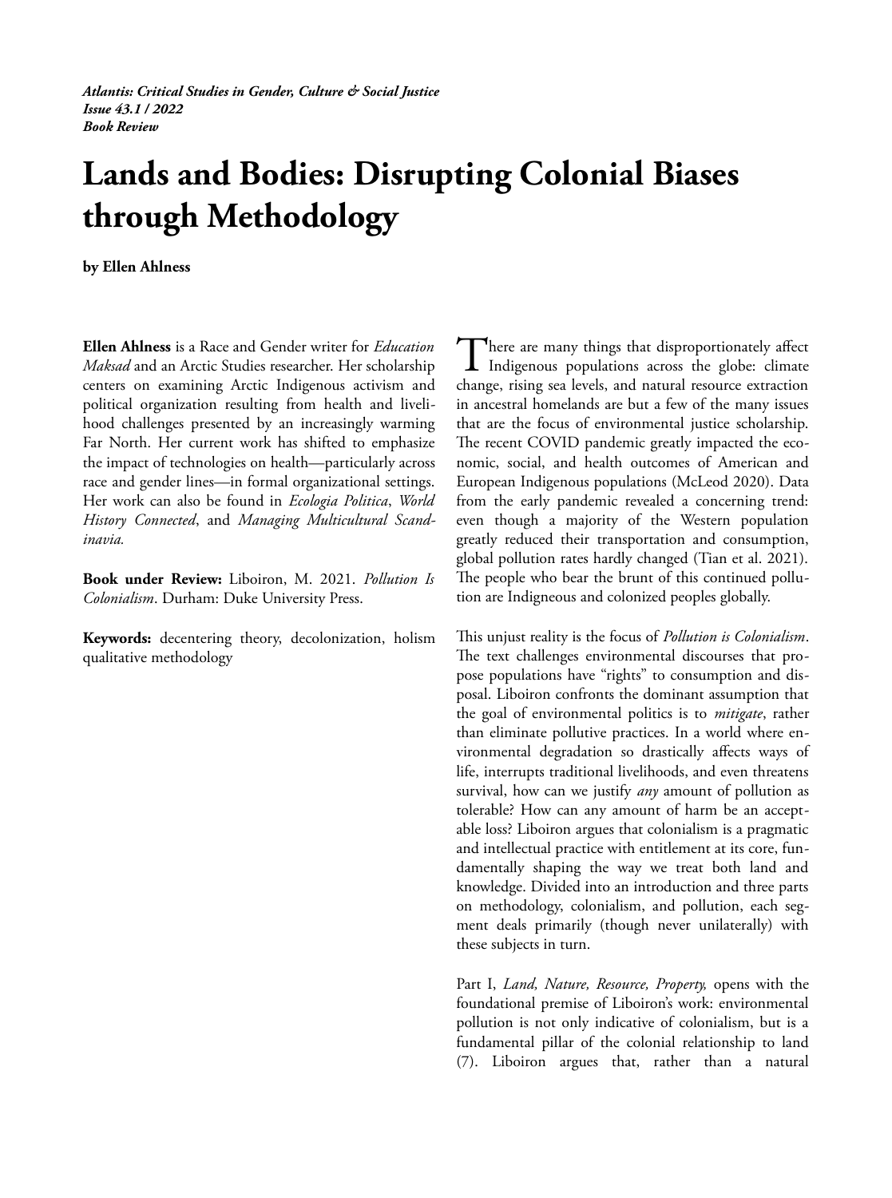*Atlantis: Critical Studies in Gender, Culture & Social Justice*
***Issue 43.1 / 2022***
***Book Review***

# Lands and Bodies: Disrupting Colonial Biases through Methodology

**by Ellen Ahlness**

**Ellen Ahlness** is a Race and Gender writer for *Education Maksad* and an Arctic Studies researcher. Her scholarship centers on examining Arctic Indigenous activism and political organization resulting from health and livelihood challenges presented by an increasingly warming Far North. Her current work has shifted to emphasize the impact of technologies on health—particularly across race and gender lines—in formal organizational settings. Her work can also be found in *Ecologia Politica*, *World History Connected*, and *Managing Multicultural Scandinavia.*

**Book under Review:** Liboiron, M. 2021. *Pollution Is Colonialism*. Durham: Duke University Press.

**Keywords:** decentering theory, decolonization, holism qualitative methodology

There are many things that disproportionately affect Indigenous populations across the globe: climate change, rising sea levels, and natural resource extraction in ancestral homelands are but a few of the many issues that are the focus of environmental justice scholarship. The recent COVID pandemic greatly impacted the economic, social, and health outcomes of American and European Indigenous populations (McLeod 2020). Data from the early pandemic revealed a concerning trend: even though a majority of the Western population greatly reduced their transportation and consumption, global pollution rates hardly changed (Tian et al. 2021). The people who bear the brunt of this continued pollution are Indigneous and colonized peoples globally.

This unjust reality is the focus of *Pollution is Colonialism*. The text challenges environmental discourses that propose populations have "rights" to consumption and disposal. Liboiron confronts the dominant assumption that the goal of environmental politics is to *mitigate*, rather than eliminate pollutive practices. In a world where environmental degradation so drastically affects ways of life, interrupts traditional livelihoods, and even threatens survival, how can we justify *any* amount of pollution as tolerable? How can any amount of harm be an acceptable loss? Liboiron argues that colonialism is a pragmatic and intellectual practice with entitlement at its core, fundamentally shaping the way we treat both land and knowledge. Divided into an introduction and three parts on methodology, colonialism, and pollution, each segment deals primarily (though never unilaterally) with these subjects in turn.

Part I, *Land, Nature, Resource, Property,* opens with the foundational premise of Liboiron's work: environmental pollution is not only indicative of colonialism, but is a fundamental pillar of the colonial relationship to land (7). Liboiron argues that, rather than a natural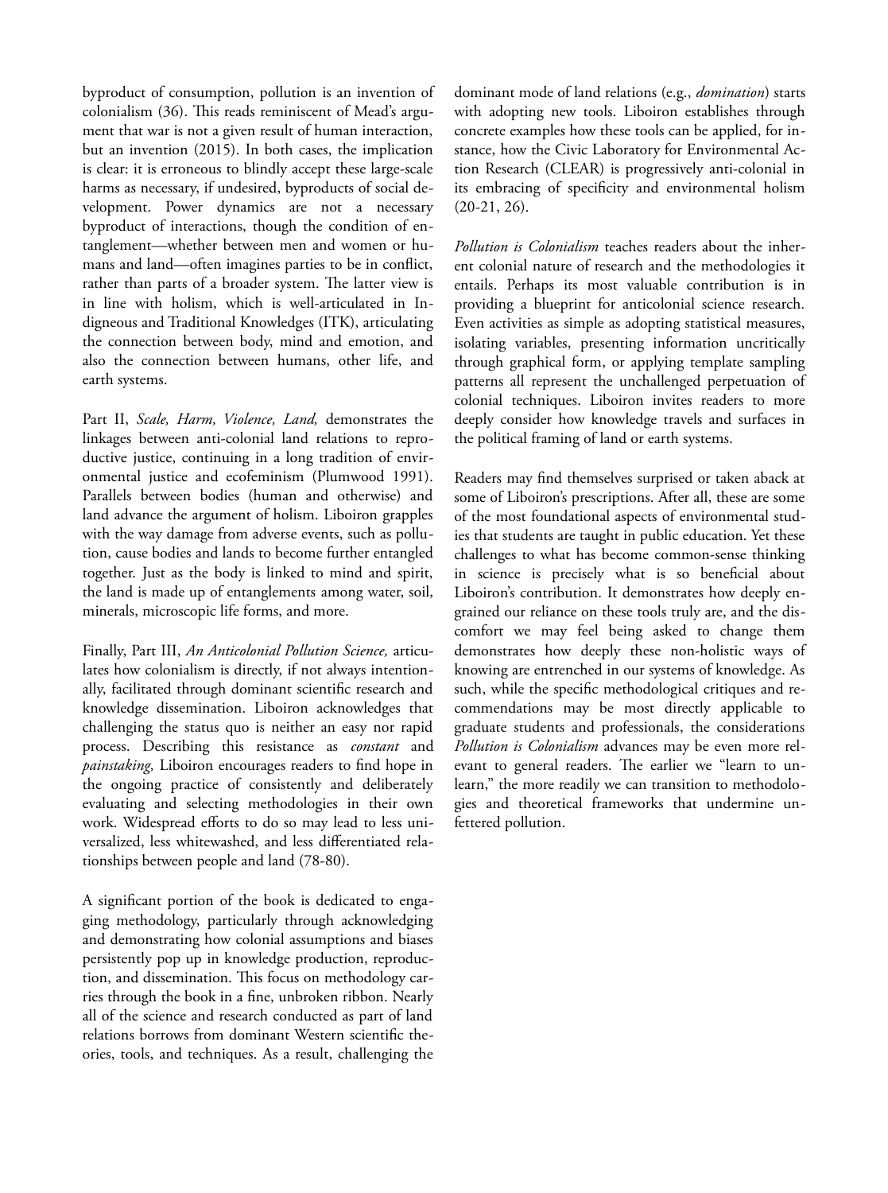byproduct of consumption, pollution is an invention of colonialism (36). This reads reminiscent of Mead's argument that war is not a given result of human interaction, but an invention (2015). In both cases, the implication is clear: it is erroneous to blindly accept these large-scale harms as necessary, if undesired, byproducts of social development. Power dynamics are not a necessary byproduct of interactions, though the condition of entanglement—whether between men and women or humans and land—often imagines parties to be in conflict, rather than parts of a broader system. The latter view is in line with holism, which is well-articulated in Indigneous and Traditional Knowledges (ITK), articulating the connection between body, mind and emotion, and also the connection between humans, other life, and earth systems.

Part II, *Scale, Harm, Violence, Land,* demonstrates the linkages between anti-colonial land relations to reproductive justice, continuing in a long tradition of environmental justice and ecofeminism (Plumwood 1991). Parallels between bodies (human and otherwise) and land advance the argument of holism. Liboiron grapples with the way damage from adverse events, such as pollution, cause bodies and lands to become further entangled together. Just as the body is linked to mind and spirit, the land is made up of entanglements among water, soil, minerals, microscopic life forms, and more.

Finally, Part III, *An Anticolonial Pollution Science,* articulates how colonialism is directly, if not always intentionally, facilitated through dominant scientific research and knowledge dissemination. Liboiron acknowledges that challenging the status quo is neither an easy nor rapid process. Describing this resistance as *constant* and *painstaking,* Liboiron encourages readers to find hope in the ongoing practice of consistently and deliberately evaluating and selecting methodologies in their own work. Widespread efforts to do so may lead to less universalized, less whitewashed, and less differentiated relationships between people and land (78-80).

A significant portion of the book is dedicated to engaging methodology, particularly through acknowledging and demonstrating how colonial assumptions and biases persistently pop up in knowledge production, reproduction, and dissemination. This focus on methodology carries through the book in a fine, unbroken ribbon. Nearly all of the science and research conducted as part of land relations borrows from dominant Western scientific theories, tools, and techniques. As a result, challenging the dominant mode of land relations (e.g., *domination*) starts with adopting new tools. Liboiron establishes through concrete examples how these tools can be applied, for instance, how the Civic Laboratory for Environmental Action Research (CLEAR) is progressively anti-colonial in its embracing of specificity and environmental holism (20-21, 26).

*Pollution is Colonialism* teaches readers about the inherent colonial nature of research and the methodologies it entails. Perhaps its most valuable contribution is in providing a blueprint for anticolonial science research. Even activities as simple as adopting statistical measures, isolating variables, presenting information uncritically through graphical form, or applying template sampling patterns all represent the unchallenged perpetuation of colonial techniques. Liboiron invites readers to more deeply consider how knowledge travels and surfaces in the political framing of land or earth systems.

Readers may find themselves surprised or taken aback at some of Liboiron's prescriptions. After all, these are some of the most foundational aspects of environmental studies that students are taught in public education. Yet these challenges to what has become common-sense thinking in science is precisely what is so beneficial about Liboiron's contribution. It demonstrates how deeply engrained our reliance on these tools truly are, and the discomfort we may feel being asked to change them demonstrates how deeply these non-holistic ways of knowing are entrenched in our systems of knowledge. As such, while the specific methodological critiques and recommendations may be most directly applicable to graduate students and professionals, the considerations *Pollution is Colonialism* advances may be even more relevant to general readers. The earlier we "learn to unlearn," the more readily we can transition to methodologies and theoretical frameworks that undermine unfettered pollution.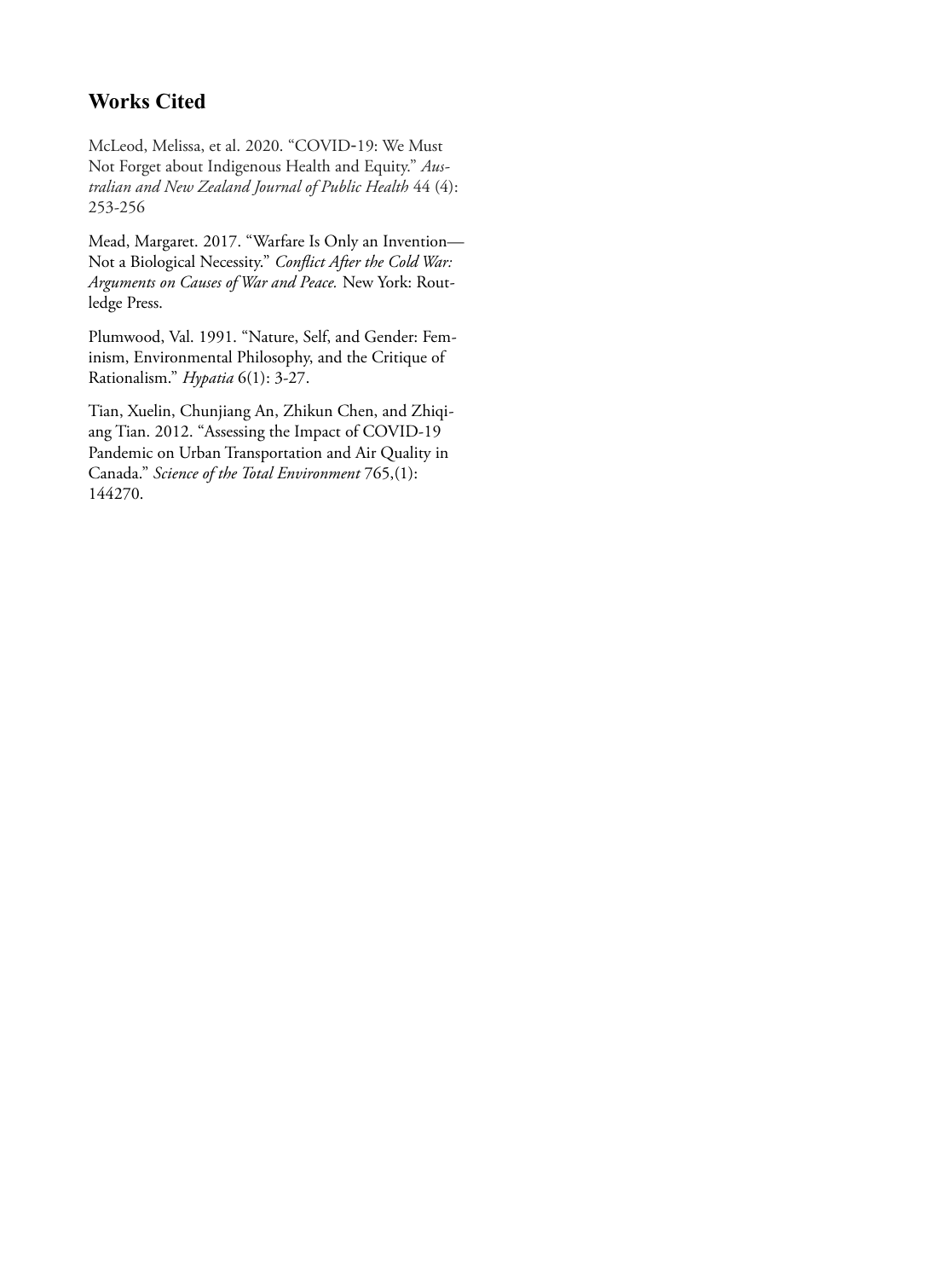## Works Cited

McLeod, Melissa, et al. 2020. "COVID-19: We Must Not Forget about Indigenous Health and Equity." *Australian and New Zealand Journal of Public Health* 44 (4): 253-256

Mead, Margaret. 2017. "Warfare Is Only an Invention—Not a Biological Necessity." *Conflict After the Cold War: Arguments on Causes of War and Peace.* New York: Routledge Press.

Plumwood, Val. 1991. "Nature, Self, and Gender: Feminism, Environmental Philosophy, and the Critique of Rationalism." *Hypatia* 6(1): 3-27.

Tian, Xuelin, Chunjiang An, Zhikun Chen, and Zhiqiang Tian. 2012. "Assessing the Impact of COVID-19 Pandemic on Urban Transportation and Air Quality in Canada." *Science of the Total Environment* 765,(1): 144270.